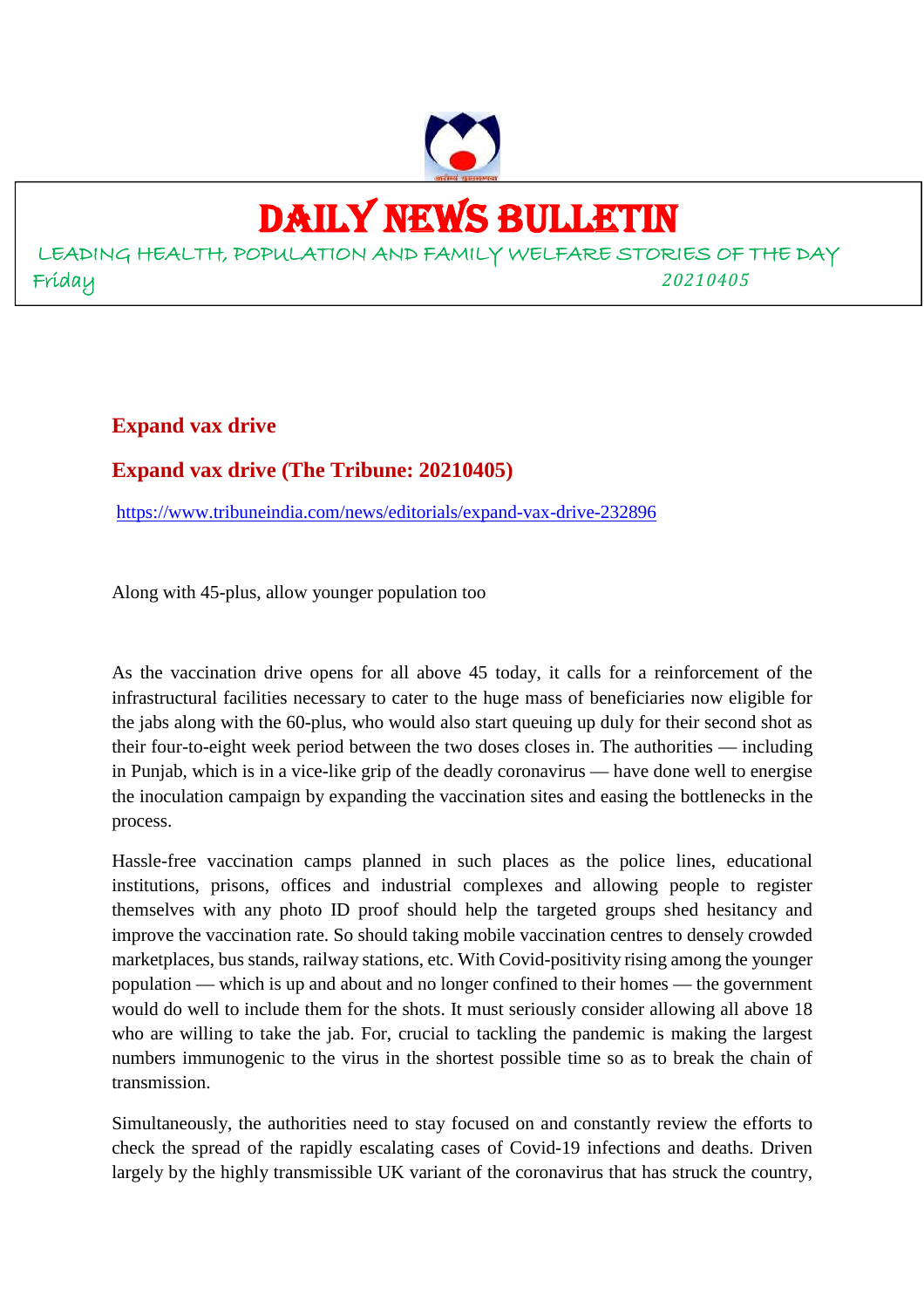# DAILY NEWS BULLETIN

LEADING HEALTH, POPULATION AND FAMILY WELFARE STORIES OF THE DAY

Friday 20210405

## Expand vax drive

## Expand vax drive (The Tribune: 20210405)

https://www.tribuneindia.com/news/editorials/expand-vax-drive-232896

Along with 45-plus, allow younger population too

As the vaccination drive opens for all above 45 today, it calls for a reinforcement of the infrastructural facilities necessary to cater to the huge mass of beneficiaries now eligible for the jabs along with the 60-plus, who would also start queuing up duly for their second shot as their four-to-eight week period between the two doses closes in. The authorities — including in Punjab, which is in a vice-like grip of the deadly coronavirus — have done well to energise the inoculation campaign by expanding the vaccination sites and easing the bottlenecks in the process.

Hassle-free vaccination camps planned in such places as the police lines, educational institutions, prisons, offices and industrial complexes and allowing people to register themselves with any photo ID proof should help the targeted groups shed hesitancy and improve the vaccination rate. So should taking mobile vaccination centres to densely crowded marketplaces, bus stands, railway stations, etc. With Covid-positivity rising among the younger population — which is up and about and no longer confined to their homes — the government would do well to include them for the shots. It must seriously consider allowing all above 18 who are willing to take the jab. For, crucial to tackling the pandemic is making the largest numbers immunogenic to the virus in the shortest possible time so as to break the chain of transmission.

Simultaneously, the authorities need to stay focused on and constantly review the efforts to check the spread of the rapidly escalating cases of Covid-19 infections and deaths. Driven largely by the highly transmissible UK variant of the coronavirus that has struck the country,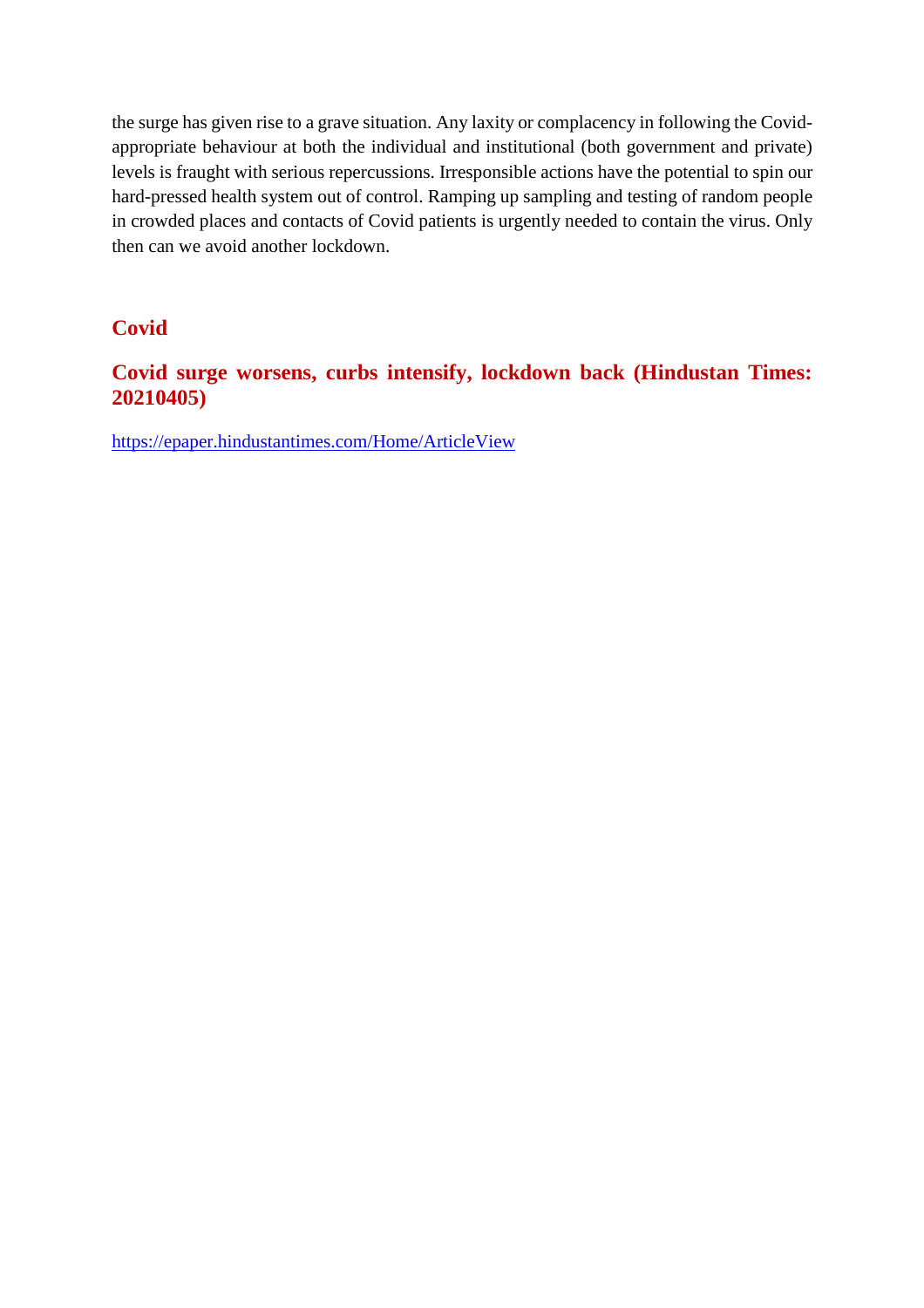the surge has given rise to a grave situation. Any laxity or complacency in following the Covid-appropriate behaviour at both the individual and institutional (both government and private) levels is fraught with serious repercussions. Irresponsible actions have the potential to spin our hard-pressed health system out of control. Ramping up sampling and testing of random people in crowded places and contacts of Covid patients is urgently needed to contain the virus. Only then can we avoid another lockdown.

## Covid

## Covid surge worsens, curbs intensify, lockdown back (Hindustan Times: 20210405)

https://epaper.hindustantimes.com/Home/ArticleView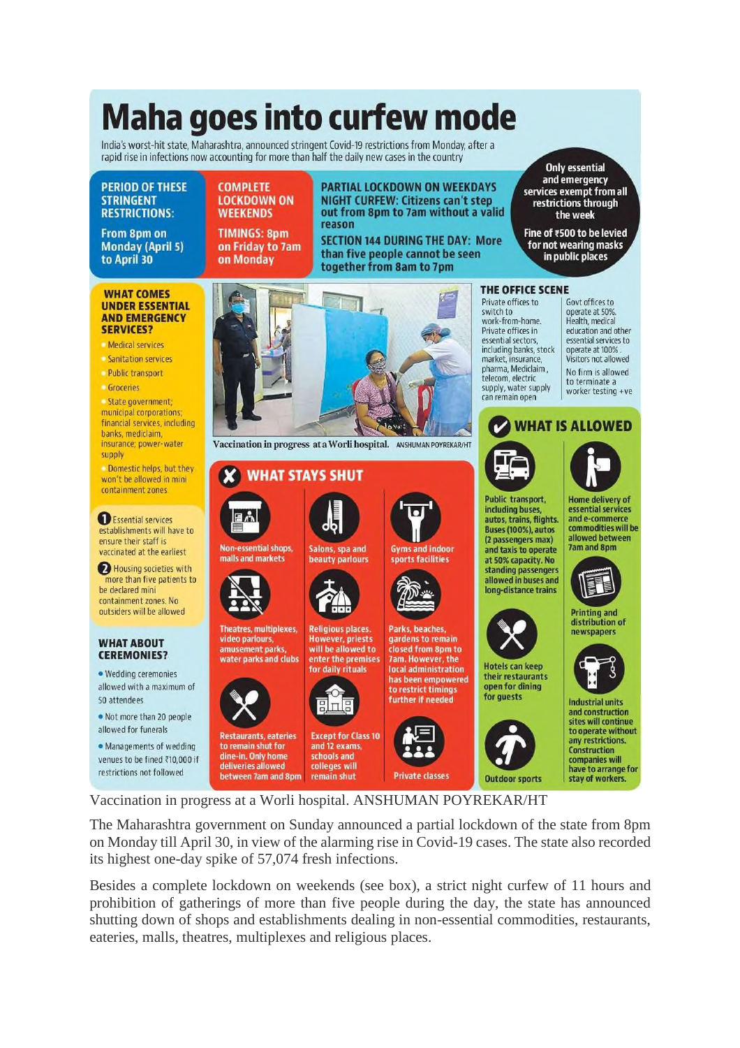# Maha goes into curfew mode

India's worst-hit state, Maharashtra, announced stringent Covid-19 restrictions from Monday, after a rapid rise in infections now accounting for more than half the daily new cases in the country

**PERIOD OF THESE STRINGENT RESTRICTIONS:**

From 8pm on Monday (April 5) to April 30

**COMPLETE LOCKDOWN ON WEEKENDS**

TIMINGS: 8pm on Friday to 7am on Monday

**PARTIAL LOCKDOWN ON WEEKDAYS**

**NIGHT CURFEW:** Citizens can't step out from 8pm to 7am without a valid reason

**SECTION 144 DURING THE DAY:** More than five people cannot be seen together from 8am to 7pm

Only essential and emergency services exempt from all restrictions through the week

Fine of ₹500 to be levied for not wearing masks in public places

### WHAT COMES UNDER ESSENTIAL AND EMERGENCY SERVICES?

- Medical services
- Sanitation services
- Public transport
- Groceries
- State government; municipal corporations; financial services, including banks, mediclaim, insurance; power-water supply
- Domestic helps, but they won't be allowed in mini containment zones

1. Essential services establishments will have to ensure their staff is vaccinated at the earliest
2. Housing societies with more than five patients to be declared mini containment zones. No outsiders will be allowed

### WHAT ABOUT CEREMONIES?

- Wedding ceremonies allowed with a maximum of 50 attendees
- Not more than 20 people allowed for funerals
- Managements of wedding venues to be fined ₹10,000 if restrictions not followed

Vaccination in progress at a Worli hospital. ANSHUMAN POYREKAR/HT

### THE OFFICE SCENE

Private offices to switch to work-from-home. Private offices in essential sectors, including banks, stock market, insurance, pharma, Mediclaim, telecom, electric supply, water supply can remain open

Govt offices to operate at 50%. Health, medical education and other essential services to operate at 100%. Visitors not allowed

No firm is allowed to terminate a worker testing +ve

### WHAT STAYS SHUT

- Non-essential shops, malls and markets
- Salons, spa and beauty parlours
- Gyms and indoor sports facilities
- Theatres, multiplexes, video parlours, amusement parks, water parks and clubs
- Religious places. However, priests will be allowed to enter the premises for daily rituals
- Parks, beaches, gardens to remain closed from 8pm to 7am. However, the local administration has been empowered to restrict timings further if needed
- Restaurants, eateries to remain shut for dine-in. Only home deliveries allowed between 7am and 8pm
- Except for Class 10 and 12 exams, schools and colleges will remain shut
- Private classes

### WHAT IS ALLOWED

- Public transport, including buses, autos, trains, flights. Buses (100%), autos (2 passengers max) and taxis to operate at 50% capacity. No standing passengers allowed in buses and long-distance trains
- Home delivery of essential services and e-commerce commodities will be allowed between 7am and 8pm
- Printing and distribution of newspapers
- Hotels can keep their restaurants open for dining for guests
- Industrial units and construction sites will continue to operate without any restrictions. Construction companies will have to arrange for stay of workers.
- Outdoor sports

Vaccination in progress at a Worli hospital. ANSHUMAN POYREKAR/HT

The Maharashtra government on Sunday announced a partial lockdown of the state from 8pm on Monday till April 30, in view of the alarming rise in Covid-19 cases. The state also recorded its highest one-day spike of 57,074 fresh infections.

Besides a complete lockdown on weekends (see box), a strict night curfew of 11 hours and prohibition of gatherings of more than five people during the day, the state has announced shutting down of shops and establishments dealing in non-essential commodities, restaurants, eateries, malls, theatres, multiplexes and religious places.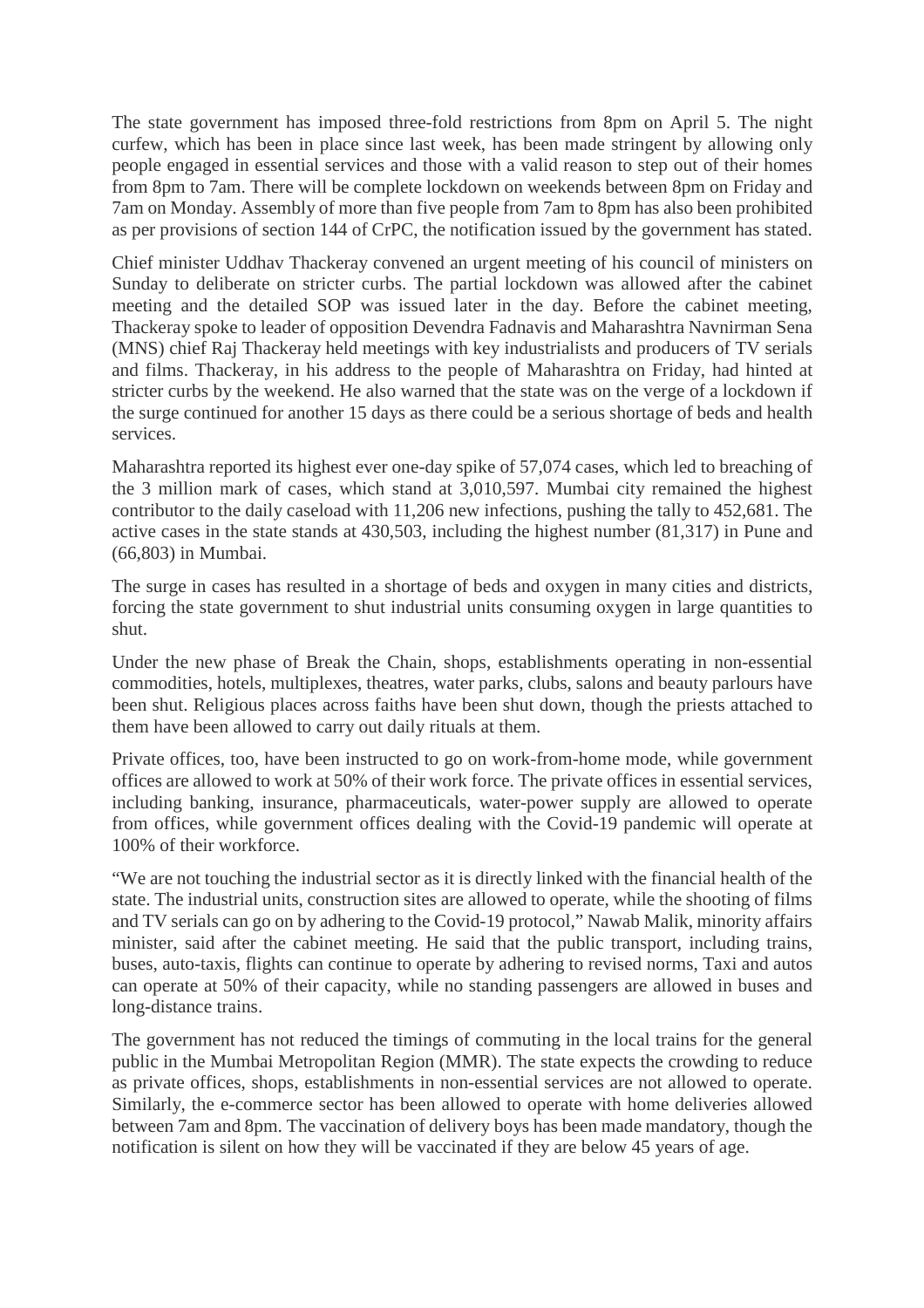The state government has imposed three-fold restrictions from 8pm on April 5. The night curfew, which has been in place since last week, has been made stringent by allowing only people engaged in essential services and those with a valid reason to step out of their homes from 8pm to 7am. There will be complete lockdown on weekends between 8pm on Friday and 7am on Monday. Assembly of more than five people from 7am to 8pm has also been prohibited as per provisions of section 144 of CrPC, the notification issued by the government has stated.

Chief minister Uddhav Thackeray convened an urgent meeting of his council of ministers on Sunday to deliberate on stricter curbs. The partial lockdown was allowed after the cabinet meeting and the detailed SOP was issued later in the day. Before the cabinet meeting, Thackeray spoke to leader of opposition Devendra Fadnavis and Maharashtra Navnirman Sena (MNS) chief Raj Thackeray held meetings with key industrialists and producers of TV serials and films. Thackeray, in his address to the people of Maharashtra on Friday, had hinted at stricter curbs by the weekend. He also warned that the state was on the verge of a lockdown if the surge continued for another 15 days as there could be a serious shortage of beds and health services.

Maharashtra reported its highest ever one-day spike of 57,074 cases, which led to breaching of the 3 million mark of cases, which stand at 3,010,597. Mumbai city remained the highest contributor to the daily caseload with 11,206 new infections, pushing the tally to 452,681. The active cases in the state stands at 430,503, including the highest number (81,317) in Pune and (66,803) in Mumbai.

The surge in cases has resulted in a shortage of beds and oxygen in many cities and districts, forcing the state government to shut industrial units consuming oxygen in large quantities to shut.

Under the new phase of Break the Chain, shops, establishments operating in non-essential commodities, hotels, multiplexes, theatres, water parks, clubs, salons and beauty parlours have been shut. Religious places across faiths have been shut down, though the priests attached to them have been allowed to carry out daily rituals at them.

Private offices, too, have been instructed to go on work-from-home mode, while government offices are allowed to work at 50% of their work force. The private offices in essential services, including banking, insurance, pharmaceuticals, water-power supply are allowed to operate from offices, while government offices dealing with the Covid-19 pandemic will operate at 100% of their workforce.

"We are not touching the industrial sector as it is directly linked with the financial health of the state. The industrial units, construction sites are allowed to operate, while the shooting of films and TV serials can go on by adhering to the Covid-19 protocol," Nawab Malik, minority affairs minister, said after the cabinet meeting. He said that the public transport, including trains, buses, auto-taxis, flights can continue to operate by adhering to revised norms, Taxi and autos can operate at 50% of their capacity, while no standing passengers are allowed in buses and long-distance trains.

The government has not reduced the timings of commuting in the local trains for the general public in the Mumbai Metropolitan Region (MMR). The state expects the crowding to reduce as private offices, shops, establishments in non-essential services are not allowed to operate. Similarly, the e-commerce sector has been allowed to operate with home deliveries allowed between 7am and 8pm. The vaccination of delivery boys has been made mandatory, though the notification is silent on how they will be vaccinated if they are below 45 years of age.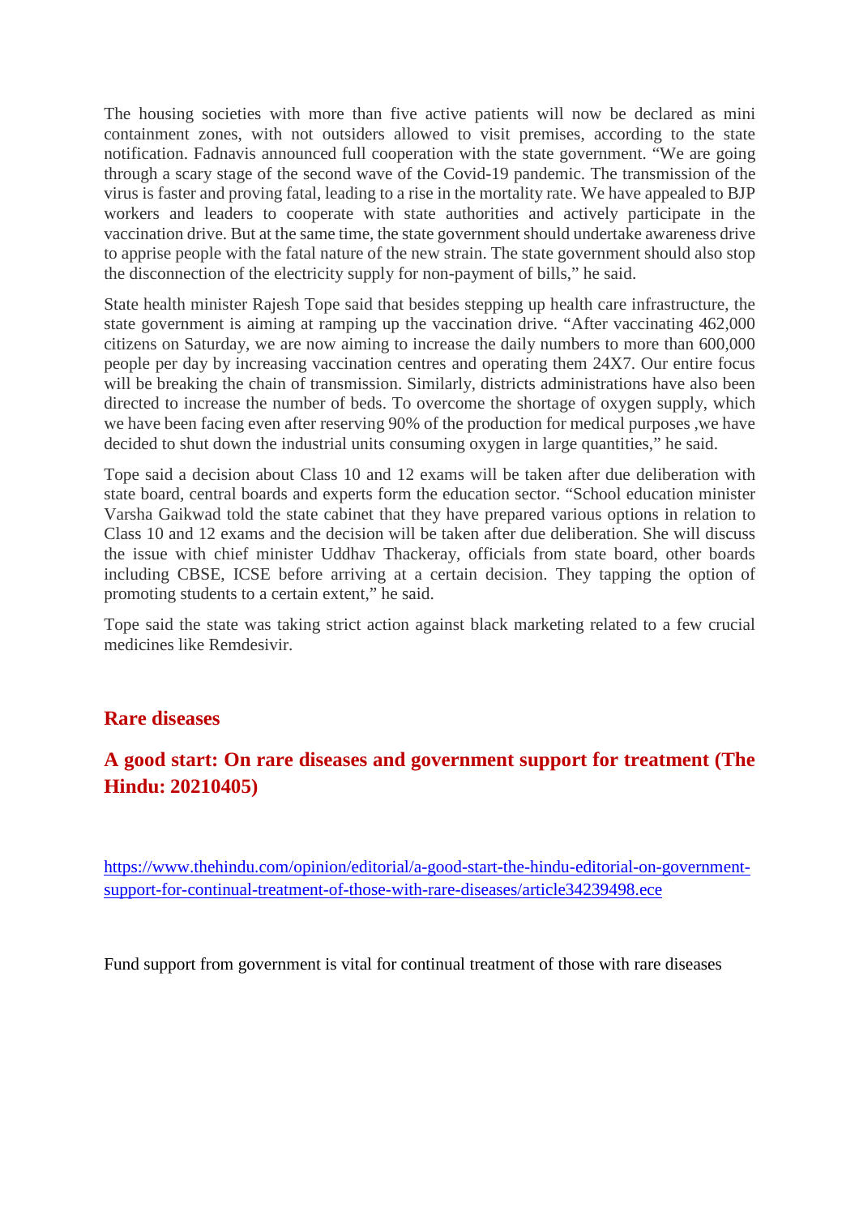The housing societies with more than five active patients will now be declared as mini containment zones, with not outsiders allowed to visit premises, according to the state notification. Fadnavis announced full cooperation with the state government. "We are going through a scary stage of the second wave of the Covid-19 pandemic. The transmission of the virus is faster and proving fatal, leading to a rise in the mortality rate. We have appealed to BJP workers and leaders to cooperate with state authorities and actively participate in the vaccination drive. But at the same time, the state government should undertake awareness drive to apprise people with the fatal nature of the new strain. The state government should also stop the disconnection of the electricity supply for non-payment of bills," he said.

State health minister Rajesh Tope said that besides stepping up health care infrastructure, the state government is aiming at ramping up the vaccination drive. "After vaccinating 462,000 citizens on Saturday, we are now aiming to increase the daily numbers to more than 600,000 people per day by increasing vaccination centres and operating them 24X7. Our entire focus will be breaking the chain of transmission. Similarly, districts administrations have also been directed to increase the number of beds. To overcome the shortage of oxygen supply, which we have been facing even after reserving 90% of the production for medical purposes ,we have decided to shut down the industrial units consuming oxygen in large quantities," he said.

Tope said a decision about Class 10 and 12 exams will be taken after due deliberation with state board, central boards and experts form the education sector. "School education minister Varsha Gaikwad told the state cabinet that they have prepared various options in relation to Class 10 and 12 exams and the decision will be taken after due deliberation. She will discuss the issue with chief minister Uddhav Thackeray, officials from state board, other boards including CBSE, ICSE before arriving at a certain decision. They tapping the option of promoting students to a certain extent," he said.

Tope said the state was taking strict action against black marketing related to a few crucial medicines like Remdesivir.

## Rare diseases

### A good start: On rare diseases and government support for treatment (The Hindu: 20210405)

https://www.thehindu.com/opinion/editorial/a-good-start-the-hindu-editorial-on-government-support-for-continual-treatment-of-those-with-rare-diseases/article34239498.ece

Fund support from government is vital for continual treatment of those with rare diseases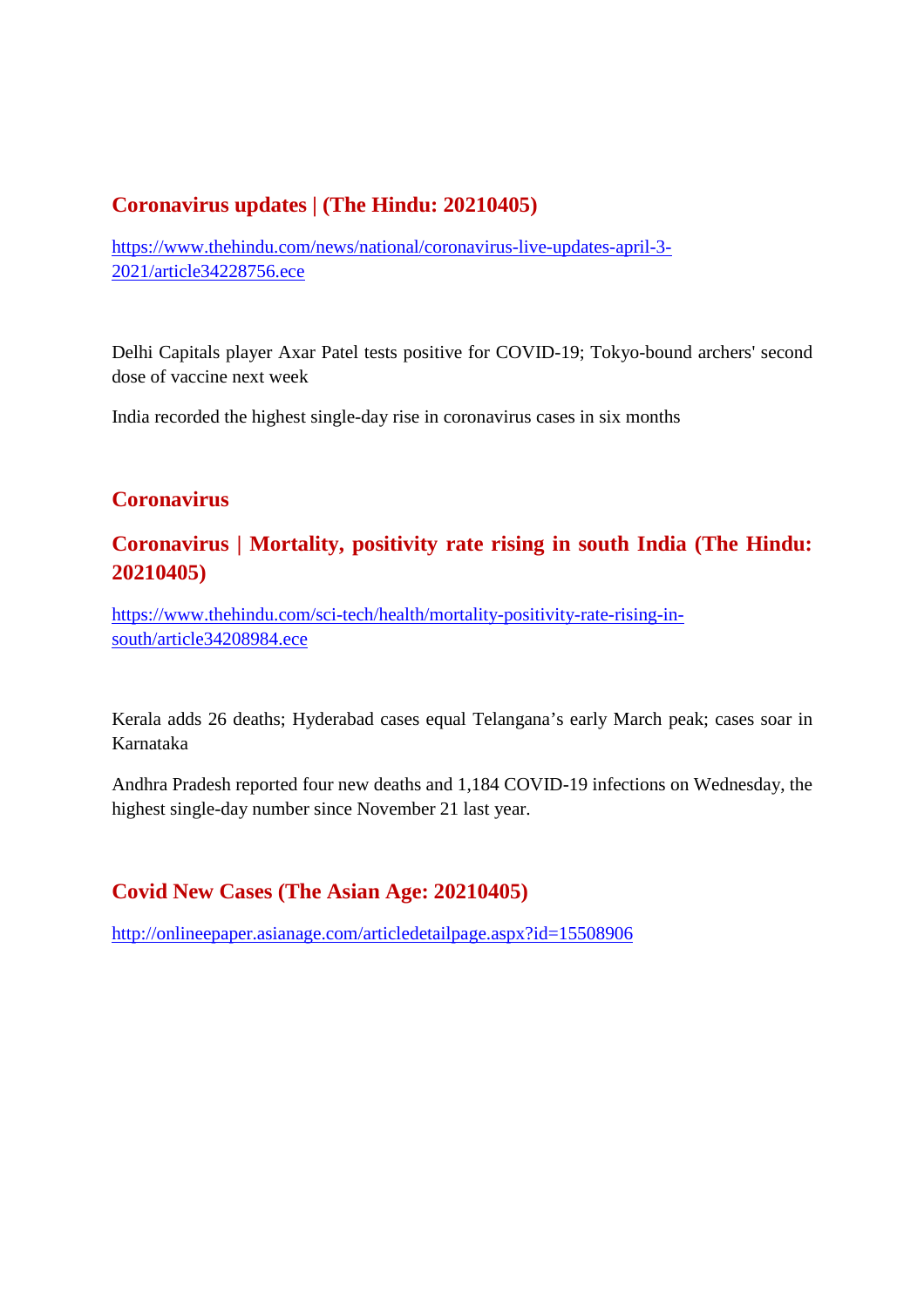## Coronavirus updates | (The Hindu: 20210405)

https://www.thehindu.com/news/national/coronavirus-live-updates-april-3-2021/article34228756.ece

Delhi Capitals player Axar Patel tests positive for COVID-19; Tokyo-bound archers' second dose of vaccine next week

India recorded the highest single-day rise in coronavirus cases in six months

## Coronavirus

## Coronavirus | Mortality, positivity rate rising in south India (The Hindu: 20210405)

https://www.thehindu.com/sci-tech/health/mortality-positivity-rate-rising-in-south/article34208984.ece

Kerala adds 26 deaths; Hyderabad cases equal Telangana's early March peak; cases soar in Karnataka

Andhra Pradesh reported four new deaths and 1,184 COVID-19 infections on Wednesday, the highest single-day number since November 21 last year.

## Covid New Cases (The Asian Age: 20210405)

http://onlineepaper.asianage.com/articledetailpage.aspx?id=15508906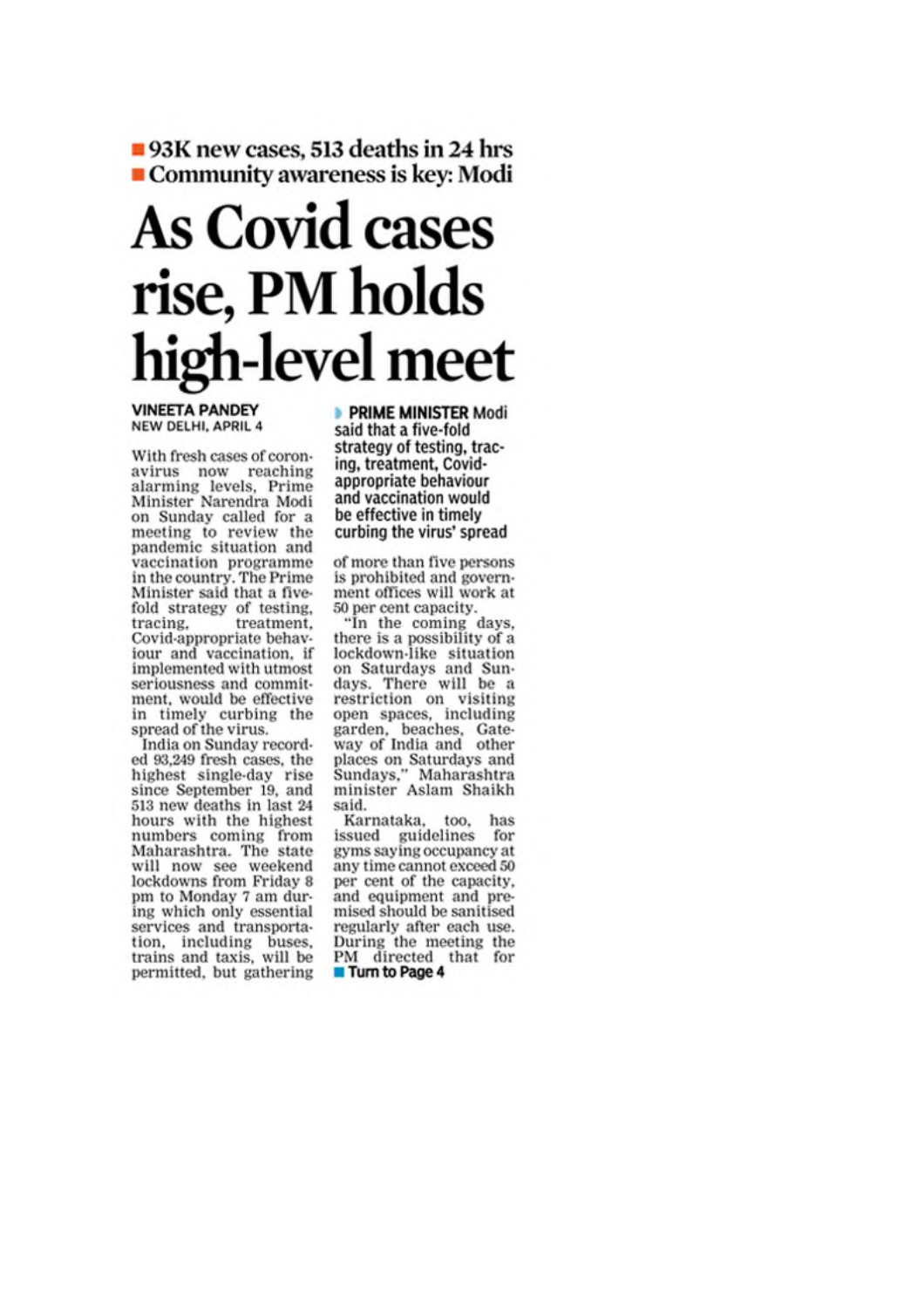- 93K new cases, 513 deaths in 24 hrs
- Community awareness is key: Modi

# As Covid cases rise, PM holds high-level meet

**VINEETA PANDEY**
NEW DELHI, APRIL 4

With fresh cases of coronavirus now reaching alarming levels, Prime Minister Narendra Modi on Sunday called for a meeting to review the pandemic situation and vaccination programme in the country. The Prime Minister said that a five-fold strategy of testing, tracing, treatment, Covid-appropriate behaviour and vaccination, if implemented with utmost seriousness and commitment, would be effective in timely curbing the spread of the virus.

India on Sunday recorded 93,249 fresh cases, the highest single-day rise since September 19, and 513 new deaths in last 24 hours with the highest numbers coming from Maharashtra. The state will now see weekend lockdowns from Friday 8 pm to Monday 7 am during which only essential services and transportation, including buses, trains and taxis, will be permitted, but gathering of more than five persons is prohibited and government offices will work at 50 per cent capacity.

> **PRIME MINISTER** Modi said that a five-fold strategy of testing, tracing, treatment, Covid-appropriate behaviour and vaccination would be effective in timely curbing the virus' spread

"In the coming days, there is a possibility of a lockdown-like situation on Saturdays and Sundays. There will be a restriction on visiting open spaces, including garden, beaches, Gateway of India and other places on Saturdays and Sundays," Maharashtra minister Aslam Shaikh said.

Karnataka, too, has issued guidelines for gyms saying occupancy at any time cannot exceed 50 per cent of the capacity, and equipment and premised should be sanitised regularly after each use. During the meeting the PM directed that for

**Turn to Page 4**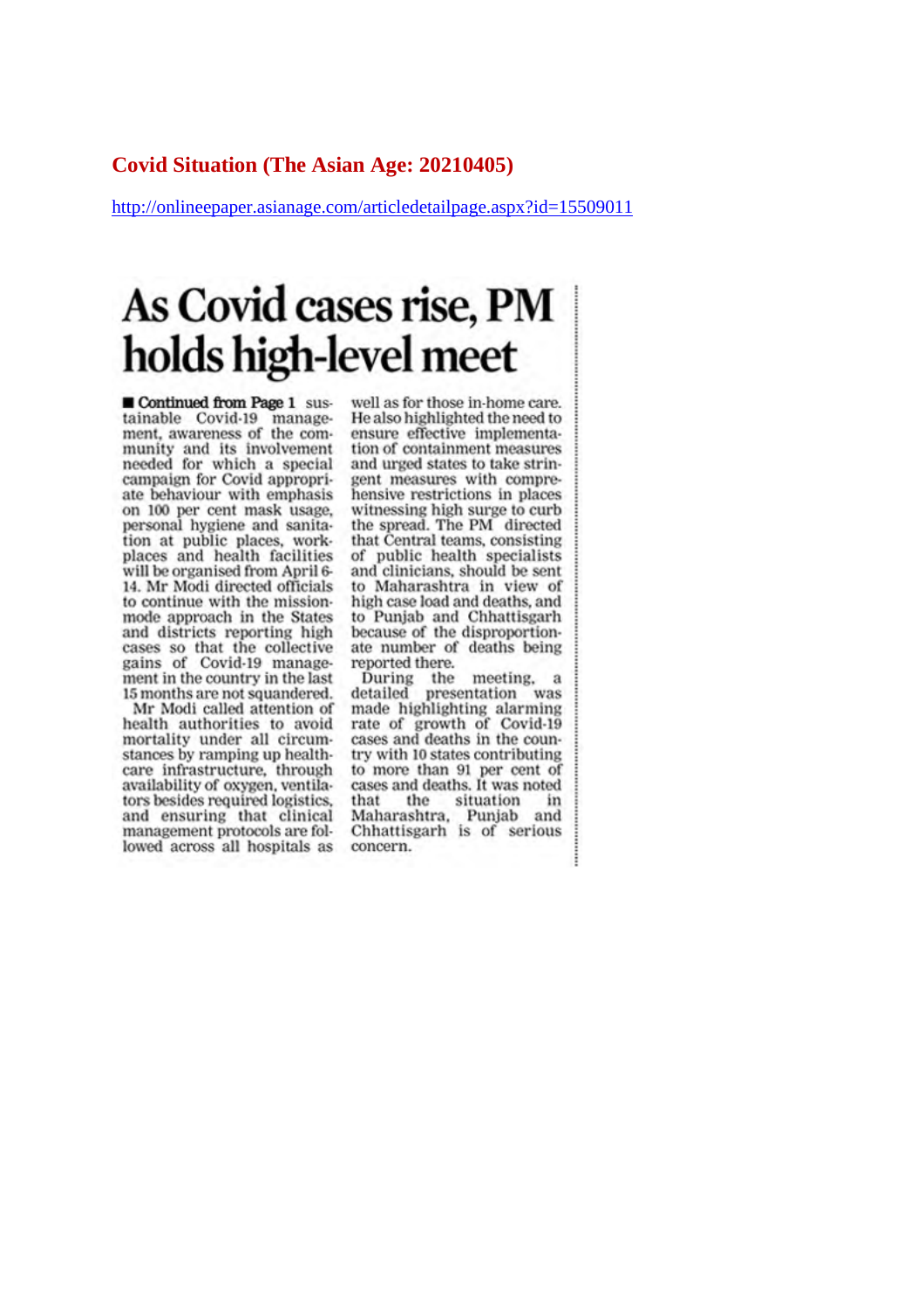## Covid Situation (The Asian Age: 20210405)

http://onlineepaper.asianage.com/articledetailpage.aspx?id=15509011

# As Covid cases rise, PM holds high-level meet

■ **Continued from Page 1** sustainable Covid-19 management, awareness of the community and its involvement needed for which a special campaign for Covid appropriate behaviour with emphasis on 100 per cent mask usage, personal hygiene and sanitation at public places, workplaces and health facilities will be organised from April 6-14. Mr Modi directed officials to continue with the mission-mode approach in the States and districts reporting high cases so that the collective gains of Covid-19 management in the country in the last 15 months are not squandered.

Mr Modi called attention of health authorities to avoid mortality under all circumstances by ramping up healthcare infrastructure, through availability of oxygen, ventilators besides required logistics, and ensuring that clinical management protocols are followed across all hospitals as well as for those in-home care. He also highlighted the need to ensure effective implementation of containment measures and urged states to take stringent measures with comprehensive restrictions in places witnessing high surge to curb the spread. The PM directed that Central teams, consisting of public health specialists and clinicians, should be sent to Maharashtra in view of high case load and deaths, and to Punjab and Chhattisgarh because of the disproportionate number of deaths being reported there.

During the meeting, a detailed presentation was made highlighting alarming rate of growth of Covid-19 cases and deaths in the country with 10 states contributing to more than 91 per cent of cases and deaths. It was noted that the situation in Maharashtra, Punjab and Chhattisgarh is of serious concern.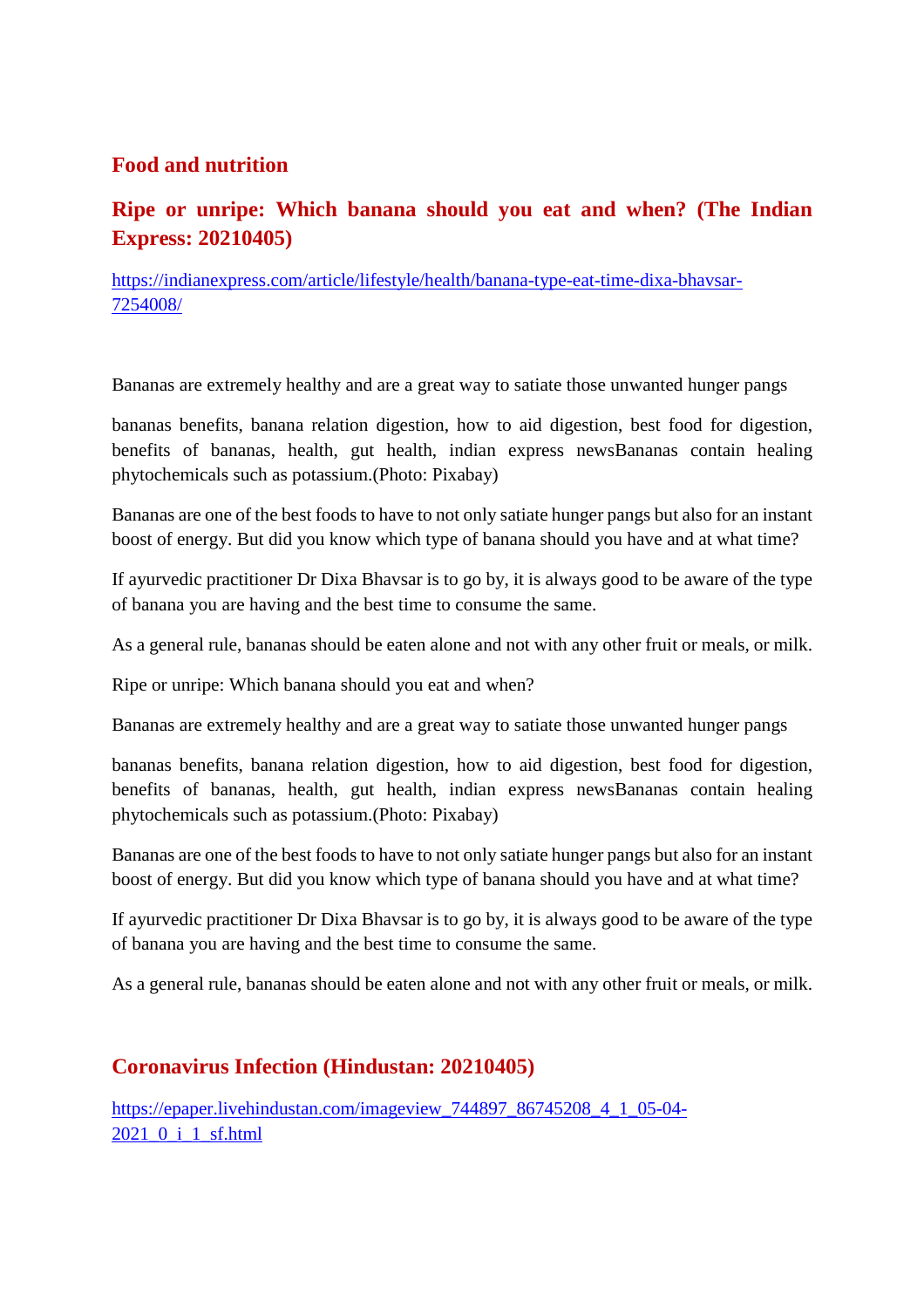## Food and nutrition

## Ripe or unripe: Which banana should you eat and when? (The Indian Express: 20210405)

https://indianexpress.com/article/lifestyle/health/banana-type-eat-time-dixa-bhavsar-7254008/

Bananas are extremely healthy and are a great way to satiate those unwanted hunger pangs

bananas benefits, banana relation digestion, how to aid digestion, best food for digestion, benefits of bananas, health, gut health, indian express newsBananas contain healing phytochemicals such as potassium.(Photo: Pixabay)

Bananas are one of the best foods to have to not only satiate hunger pangs but also for an instant boost of energy. But did you know which type of banana should you have and at what time?

If ayurvedic practitioner Dr Dixa Bhavsar is to go by, it is always good to be aware of the type of banana you are having and the best time to consume the same.

As a general rule, bananas should be eaten alone and not with any other fruit or meals, or milk.

Ripe or unripe: Which banana should you eat and when?

Bananas are extremely healthy and are a great way to satiate those unwanted hunger pangs

bananas benefits, banana relation digestion, how to aid digestion, best food for digestion, benefits of bananas, health, gut health, indian express newsBananas contain healing phytochemicals such as potassium.(Photo: Pixabay)

Bananas are one of the best foods to have to not only satiate hunger pangs but also for an instant boost of energy. But did you know which type of banana should you have and at what time?

If ayurvedic practitioner Dr Dixa Bhavsar is to go by, it is always good to be aware of the type of banana you are having and the best time to consume the same.

As a general rule, bananas should be eaten alone and not with any other fruit or meals, or milk.

## Coronavirus Infection (Hindustan: 20210405)

https://epaper.livehindustan.com/imageview_744897_86745208_4_1_05-04-2021_0_i_1_sf.html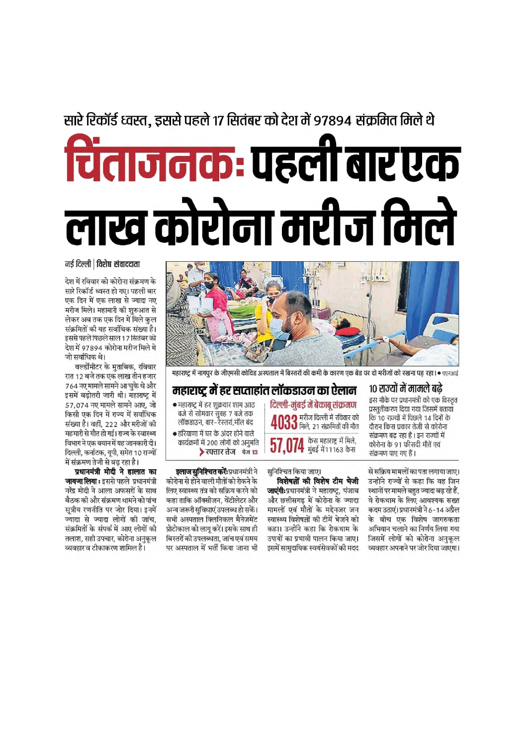सारे रिकॉर्ड ध्वस्त, इससे पहले 17 सितंबर को देश में 97894 संक्रमित मिले थे

# चिंताजनक: पहली बार एक लाख कोरोना मरीज मिले

नई दिल्ली | विशेष संवाददाता

देश में रविवार को कोरोना संक्रमण के सारे रिकॉर्ड ध्वस्त हो गए। पहली बार एक दिन में एक लाख से ज्यादा नए मरीज मिले। महामारी की शुरुआत से लेकर अब तक एक दिन में मिले कुल संक्रमितों की यह सर्वाधिक संख्या है। इससे पहले पिछले साल 17 सितंबर को देश में 97894 कोरोना मरीज मिले थे जो सर्वाधिक थे।

वर्ल्डोमीटर के मुताबिक, रविवार रात 12 बजे तक एक लाख तीन हजार 764 नए मामले सामने आ चुके थे और इसमें बढ़ोतरी जारी थी। महाराष्ट्र में 57,074 नए मामले सामने आए, जो किसी एक दिन में राज्य में सर्वाधिक संख्या है। वहीं, 222 और मरीजों की महामारी से मौत हो गई। राज्य के स्वास्थ्य विभाग ने एक बयान में यह जानकारी दी। दिल्ली, कर्नाटक, यूपी, समेत 10 राज्यों में संक्रमण तेजी से बढ़ रहा है।

**प्रधानमंत्री मोदी ने हालात का जायजा लिया :** इससे पहले प्रधानमंत्री नरेंद्र मोदी ने आला अफसरों के साथ बैठक की और संक्रमण थामने को पांच सूत्रीय रणनीति पर जोर दिया। इनमें ज्यादा से ज्यादा लोगों की जांच, संक्रमितों के संपर्क में आए लोगों की तलाश, सही उपचार, कोरोना अनुकूल व्यवहार व टीकाकरण शामिल है।

**इलाज सुनिश्चित करें:** प्रधानमंत्री ने कोरोना से होने वाली मौतों को रोकने के लिए स्वास्थ्य तंत्र को सक्रिय करने को कहा ताकि ऑक्सीजन, वेंटीलेटर और अन्य जरूरी सुविधाएं उपलब्ध हो सकें। सभी अस्पताल क्लिनिकल मैनेजमेंट प्रोटोकाल को लागू करें। इसके साथ ही बिस्तरों की उपलब्धता, जांच एवं समय पर अस्पताल में भर्ती किया जाना भी सुनिश्चित किया जाए।

**विशेषज्ञों की विशेष टीम भेजी जाएंगी:** प्रधानमंत्री ने महाराष्ट्र, पंजाब और छत्तीसगढ़ में कोरोना के ज्यादा मामलों एवं मौतों के मद्देनजर जन स्वास्थ्य विशेषज्ञों की टीमें भेजने को कहा। उन्होंने कहा कि रोकथाम के उपायों का प्रभावी पालन किया जाए। इसमें सामुदायिक स्वयंसेवकों की मदद से सक्रिय मामलों का पता लगाया जाए। उन्होंने राज्यों से कहा कि वह जिन स्थानों पर मामले बहुत ज्यादा बढ़ रहे हैं, वे रोकथाम के लिए आवश्यक सख्त कदम उठाएं। प्रधानमंत्री ने 6-14 अप्रैल के बीच एक विशेष जागरुकता अभियान चलाने का निर्णय लिया गया जिसमें लोगों को कोरोना अनुकूल व्यवहार अपनाने पर जोर दिया जाएगा।

महाराष्ट्र में नागपुर के जीएमसी कोविड अस्पताल में बिस्तरों की कमी के कारण एक बेड पर दो मरीजों को रखना पड़ रहा। • एएनआई

## महाराष्ट्र में हर सप्ताहांत लॉकडाउन का ऐलान

- महाराष्ट्र में हर शुक्रवार शाम आठ बजे से सोमवार सुबह 7 बजे तक लॉकडाउन, बार-रेस्तरां, मॉल बंद
- हरियाणा में घर के अंदर होने वाले कार्यक्रमों में 200 लोगों को अनुमति

> रफ्तार तेज पेज 13

## दिल्ली-मुंबई में बेकाबू संक्रमण

**4033** मरीज दिल्ली में रविवार को मिले, 21 संक्रमितों की मौत

**57,074** केस महाराष्ट्र में मिले, मुंबई में 11163 केस

## 10 राज्यों में मामले बढ़े

इस मौके पर प्रधानमंत्री को एक विस्तृत प्रस्तुतीकरण दिया गया जिसमें बताया कि 10 राज्यों में पिछले 14 दिनों के दौरान किस प्रकार तेजी से कोरोना संक्रमण बढ़ रहा है। इन राज्यों में कोरोना के 91 फीसदी मौतें एवं संक्रमण पाए गए हैं।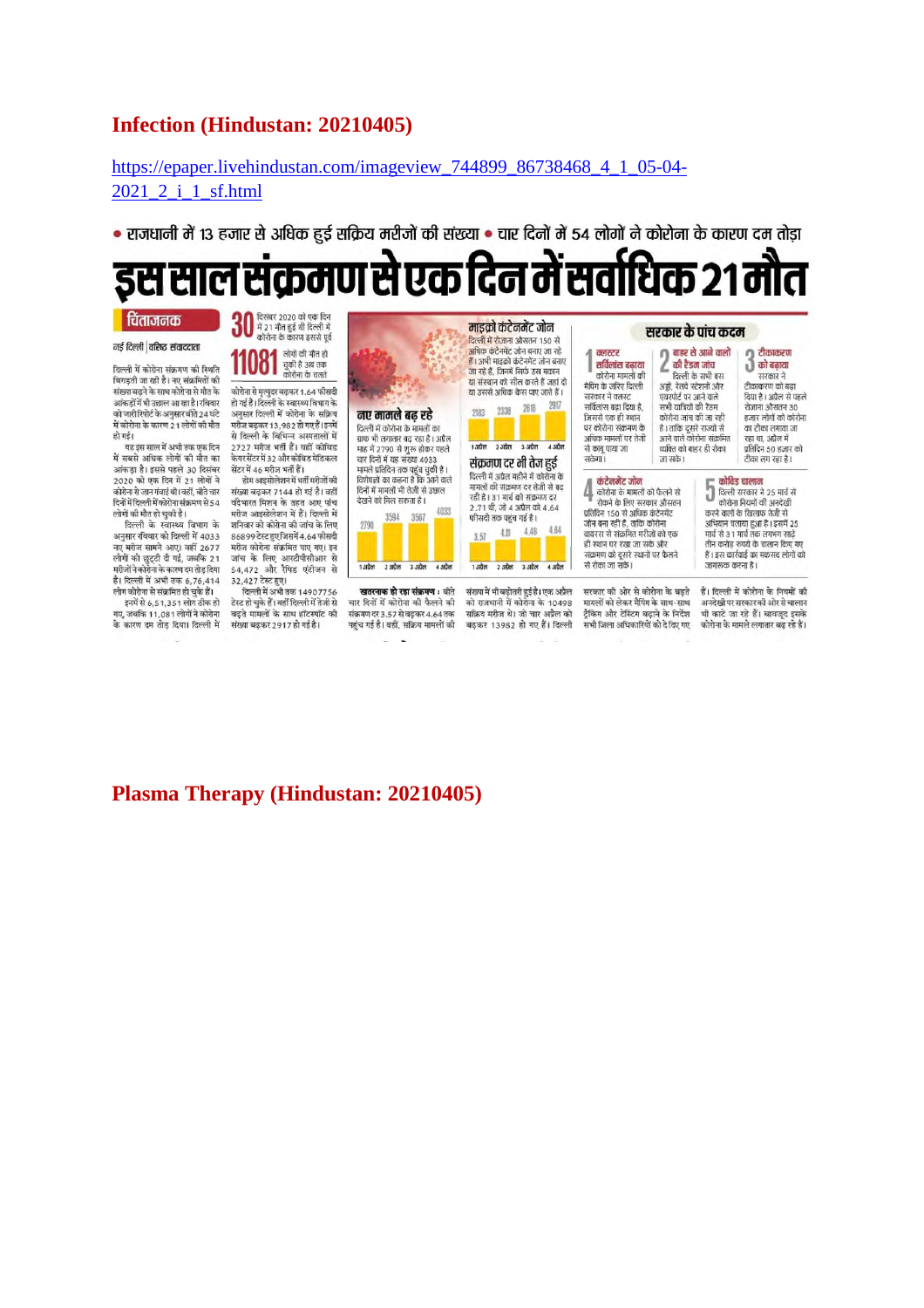# Infection (Hindustan: 20210405)

https://epaper.livehindustan.com/imageview_744899_86738468_4_1_05-04-2021_2_i_1_sf.html

• राजधानी में 13 हजार से अधिक हुई सक्रिय मरीजों की संख्या • चार दिनों में 54 लोगों ने कोरोना के कारण दम तोड़ा

# इस साल संक्रमण से एक दिन में सर्वाधिक 21 मौत

## चिंताजनक

नई दिल्ली | वरिष्ठ संवाददाता

दिल्ली में कोरोना संक्रमण की स्थिति बिगड़ती जा रही है। नए संक्रमितों की संख्या बढ़ने के साथ कोरोना से मौत के आंकड़ों में भी उछाल आ रहा है। रविवार को जारी रिपोर्ट के अनुसार बीते 24 घंटे में कोरोना के कारण 21 लोगों की मौत हो गई।

यह इस साल में अभी तक एक दिन में सबसे अधिक लोगों की मौत का आंकड़ा है। इससे पहले 30 दिसंबर 2020 को एक दिन में 21 लोगों ने कोरोना से जान गंवाई थी। वहीं, बीते चार दिनों में दिल्ली में कोरोना संक्रमण से 54 लोगों की मौत हो चुकी है।

दिल्ली के स्वास्थ्य विभाग के अनुसार रविवार को दिल्ली में 4033 नए मरीज सामने आए। वहीं 2677 लोगों को छुट्टी दी गई, जबकि 21 मरीजों ने कोरोना के कारण दम तोड़ दिया है। दिल्ली में अभी तक 6,76,414 लोग कोरोना से संक्रमित हो चुके हैं।

इनमें से 6,51,351 लोग ठीक हो गए, जबकि 11,081 लोगों ने कोरोना के कारण दम तोड़ दिया। दिल्ली में कोरोना से मृत्युदर बढ़कर 1.64 फीसदी हो गई है। दिल्ली के स्वास्थ्य विभाग के अनुसार दिल्ली में कोरोना के सक्रिय मरीज बढ़कर 13,982 हो गए हैं। इनमें से दिल्ली के विभिन्न अस्पतालों में 2727 मरीज भर्ती हैं। वहीं कोविड केयर सेंटर में 32 और कोविड मेडिकल सेंटर में 46 मरीज भर्ती हैं।

होम आइसोलेशन में भर्ती मरीजों की संख्या बढ़कर 7144 हो गई है। वहीं वंदेभारत मिशन के तहत आए पांच मरीज आइसोलेशन में हैं। दिल्ली में शनिवार को कोरोना की जांच के लिए 86899 टेस्ट हुए जिसमें 4.64 फीसदी मरीज कोरोना संक्रमित पाए गए। इन जांच के लिए आरटीपीसीआर से 54,472 और रैपिड एंटीजन से 32,427 टेस्ट हुए।

दिल्ली में अभी तक 14907756 टेस्ट हो चुके हैं। वहीं दिल्ली में तेजी से बढ़ते मामलों के साथ हॉटस्पॉट की संख्या बढ़कर 2917 हो गई है।

**30** दिसंबर 2020 को एक दिन में 21 मौत हुई थी दिल्ली में कोरोना के कारण इससे पूर्व

**11081** लोगों की मौत हो चुकी है अब तक कोरोना के चलते

## नए मामले बढ़ रहे

दिल्ली में कोरोना के मामलों का ग्राफ भी लगातार बढ़ रहा है। अप्रैल माह में 2790 से शुरू होकर पहले चार दिनों में यह संख्या 4033 मामले प्रतिदिन तक पहुंच चुकी है। विशेषज्ञों का कहना है कि आने वाले दिनों में मामलों में भी तेजी से उछाल देखने को मिल सकता है।

| 1 अप्रैल | 2 अप्रैल | 3 अप्रैल | 4 अप्रैल |
|---|---|---|---|
| 2790 | 3594 | 3567 | 4033 |

## माइक्रो कंटेनमेंट जोन

दिल्ली में रोजाना औसतन 150 से अधिक कंटेनमेंट जोन बनाए जा रहे हैं। अभी माइक्रो कंटेनमेंट जोन बनाए जा रहे हैं, जिसमें सिर्फ उस मकान या संस्थान को सील करते हैं जहां दो या उससे अधिक केस पाए जाते हैं।

| 1 अप्रैल | 2 अप्रैल | 3 अप्रैल | 4 अप्रैल |
|---|---|---|---|
| 2183 | 2338 | 2618 | 2917 |

## संक्रमण दर भी तेज हुई

दिल्ली में अप्रैल महीने में कोरोना के मामलों की संक्रमण दर तेजी से बढ़ रही है। 31 मार्च को संक्रमण दर 2.71 थी, जो 4 अप्रैल को 4.64 फीसदी तक पहुंच गई है।

| 1 अप्रैल | 2 अप्रैल | 3 अप्रैल | 4 अप्रैल |
|---|---|---|---|
| 3.57 | 4.11 | 4.48 | 4.64 |

**खतरनाक हो रहा संक्रमण :** बीते चार दिनों में कोरोना की फैलने की संक्रमण दर 3.57 से बढ़कर 4.64 तक पहुंच गई है। वहीं, सक्रिय मामलों की संख्या में भी बढ़ोतरी हुई है। एक अप्रैल को राजधानी में कोरोना के 10498 सक्रिय मरीज थे। जो चार अप्रैल को बढ़कर 13982 हो गए हैं। दिल्ली सरकार की ओर से कोरोना के बढ़ते मामलों को लेकर मैपिंग के साथ-साथ ट्रैकिंग और टेस्टिंग बढ़ाने के निर्देश सभी जिला अधिकारियों को दे दिए गए हैं। दिल्ली में कोरोना के नियमों की अनदेखी पर सरकार की ओर से चालान भी काटे जा रहे हैं। बावजूद इसके कोरोना के मामले लगातार बढ़ रहे हैं।

## सरकार के पांच कदम

**1 क्लस्टर सर्विलांस बढ़ाया**
कोरोना मामलों की मैपिंग के जरिए दिल्ली सरकार ने क्लस्टर सर्विलांस बढ़ा दिया है, जिससे एक ही स्थान पर कोरोना संक्रमण के अधिक मामलों पर तेजी से काबू पाया जा सके।

**2 बाहर से आने वालों की रैंडम जांच**
दिल्ली के सभी बस अड्डे, रेलवे स्टेशनों और एयरपोर्ट पर आने वाले सभी यात्रियों की रैंडम कोरोना जांच की जा रही है। ताकि दूसरे राज्यों से आने वाले कोरोना संक्रमित व्यक्ति को बाहर ही रोका जा सके।

**3 टीकाकरण को बढ़ाया**
सरकार ने टीकाकरण को बढ़ा दिया है। अप्रैल से पहले रोजाना औसतन 30 हजार लोगों को कोरोना का टीका लगाया जा रहा था, अप्रैल में प्रतिदिन 50 हजार को टीका लग रहा है।

**4 कंटेनमेंट जोन**
कोरोना के मामलों को फैलने से रोकने के लिए सरकार औसतन प्रतिदिन 150 से अधिक कंटेनमेंट जोन बना रही है, ताकि कोरोना वायरस से संक्रमित मरीजों को एक ही स्थान पर रखा जा सके और संक्रमण को दूसरे स्थानों पर फैलने से रोका जा सके।

**5 कोविड चालान**
दिल्ली सरकार ने 25 मार्च से कोरोना नियमों की अनदेखी करने वालों के खिलाफ तेजी से अभियान चलाया हुआ है। इसमें 25 मार्च से 31 मार्च तक लगभग साढ़े तीन करोड़ रुपये के चालान किए गए हैं। इस कार्रवाई का मकसद लोगों को जागरूक करना है।

# Plasma Therapy (Hindustan: 20210405)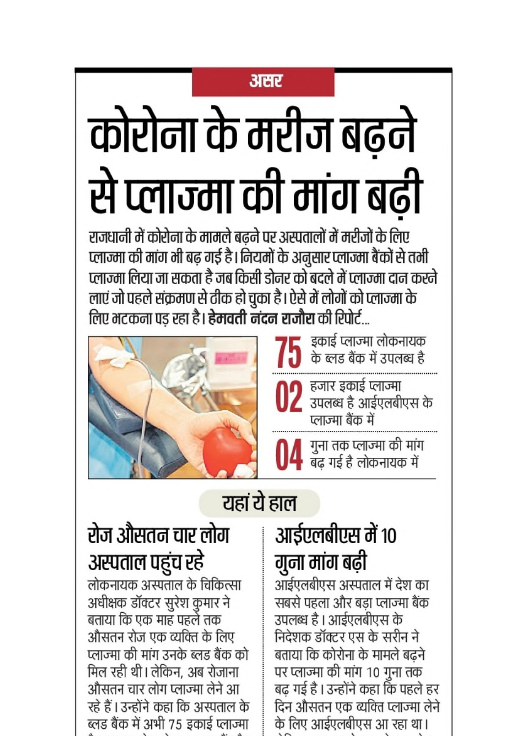असर

# कोरोना के मरीज बढ़ने से प्लाज्मा की मांग बढ़ी

राजधानी में कोरोना के मामले बढ़ने पर अस्पतालों में मरीजों के लिए प्लाज्मा की मांग भी बढ़ गई है। नियमों के अनुसार प्लाज्मा बैंकों से तभी प्लाज्मा लिया जा सकता है जब किसी डोनर को बदले में प्लाज्मा दान करने लाएं जो पहले संक्रमण से ठीक हो चुका है। ऐसे में लोगों को प्लाज्मा के लिए भटकना पड़ रहा है। **हेमवती नंदन राजौरा** की रिपोर्ट...

**75** इकाई प्लाज्मा लोकनायक के ब्लड बैंक में उपलब्ध है

**02** हजार इकाई प्लाज्मा उपलब्ध है आईएलबीएस के प्लाज्मा बैंक में

**04** गुना तक प्लाज्मा की मांग बढ़ गई है लोकनायक में

## यहां ये हाल

### रोज औसतन चार लोग अस्पताल पहुंच रहे

लोकनायक अस्पताल के चिकित्सा अधीक्षक डॉक्टर सुरेश कुमार ने बताया कि एक माह पहले तक औसतन रोज एक व्यक्ति के लिए प्लाज्मा की मांग उनके ब्लड बैंक को मिल रही थी। लेकिन, अब रोजाना औसतन चार लोग प्लाज्मा लेने आ रहे हैं। उन्होंने कहा कि अस्पताल के ब्लड बैंक में अभी 75 इकाई प्लाज्मा

### आईएलबीएस में 10 गुना मांग बढ़ी

आईएलबीएस अस्पताल में देश का सबसे पहला और बड़ा प्लाज्मा बैंक उपलब्ध है। आईएलबीएस के निदेशक डॉक्टर एस के सरीन ने बताया कि कोरोना के मामले बढ़ने पर प्लाज्मा की मांग 10 गुना तक बढ़ गई है। उन्होंने कहा कि पहले हर दिन औसतन एक व्यक्ति प्लाज्मा लेने के लिए आईएलबीएस आ रहा था।